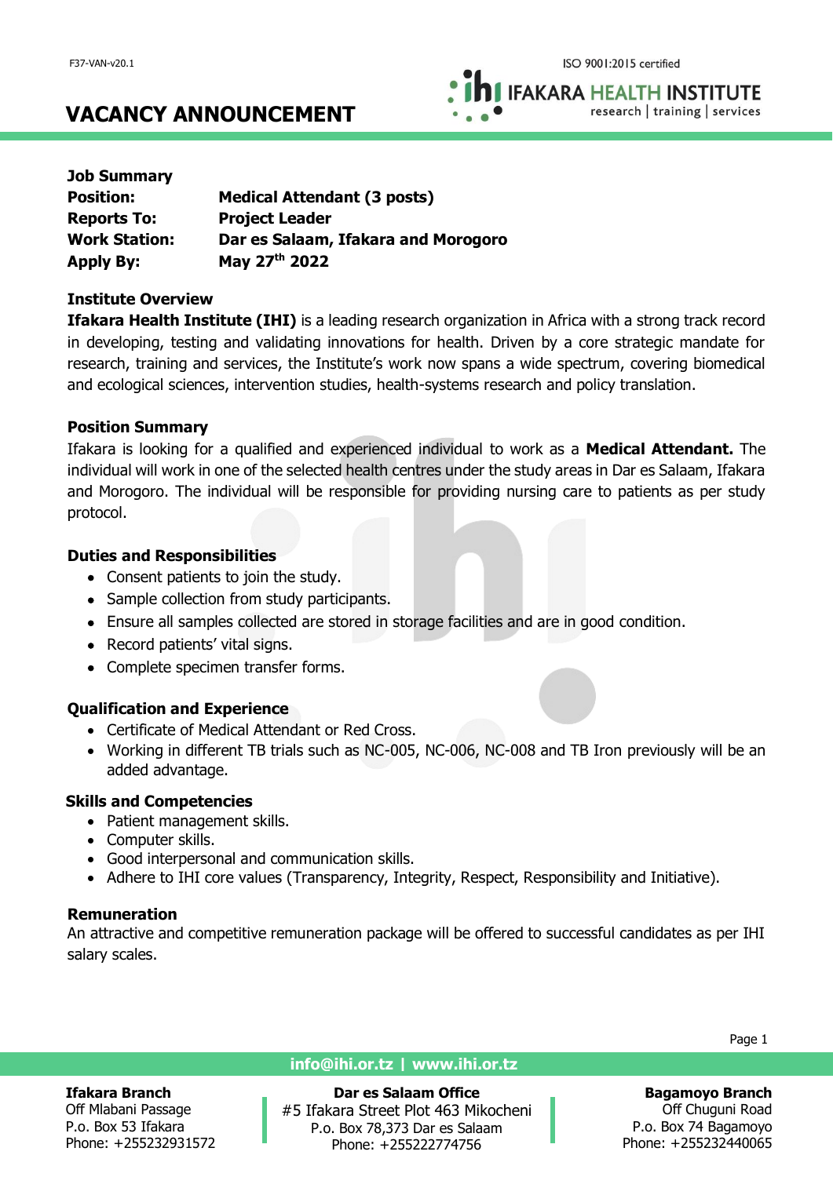# VACANCY ANNOUNCEMENT

**Job Summary**

| | |
|---|---|
| **Position:** | **Medical Attendant (3 posts)** |
| **Reports To:** | **Project Leader** |
| **Work Station:** | **Dar es Salaam, Ifakara and Morogoro** |
| **Apply By:** | **May 27th 2022** |

**Institute Overview**

**Ifakara Health Institute (IHI)** is a leading research organization in Africa with a strong track record in developing, testing and validating innovations for health. Driven by a core strategic mandate for research, training and services, the Institute's work now spans a wide spectrum, covering biomedical and ecological sciences, intervention studies, health-systems research and policy translation.

**Position Summary**

Ifakara is looking for a qualified and experienced individual to work as a **Medical Attendant.** The individual will work in one of the selected health centres under the study areas in Dar es Salaam, Ifakara and Morogoro. The individual will be responsible for providing nursing care to patients as per study protocol.

**Duties and Responsibilities**

- Consent patients to join the study.
- Sample collection from study participants.
- Ensure all samples collected are stored in storage facilities and are in good condition.
- Record patients' vital signs.
- Complete specimen transfer forms.

**Qualification and Experience**

- Certificate of Medical Attendant or Red Cross.
- Working in different TB trials such as NC-005, NC-006, NC-008 and TB Iron previously will be an added advantage.

**Skills and Competencies**

- Patient management skills.
- Computer skills.
- Good interpersonal and communication skills.
- Adhere to IHI core values (Transparency, Integrity, Respect, Responsibility and Initiative).

**Remuneration**

An attractive and competitive remuneration package will be offered to successful candidates as per IHI salary scales.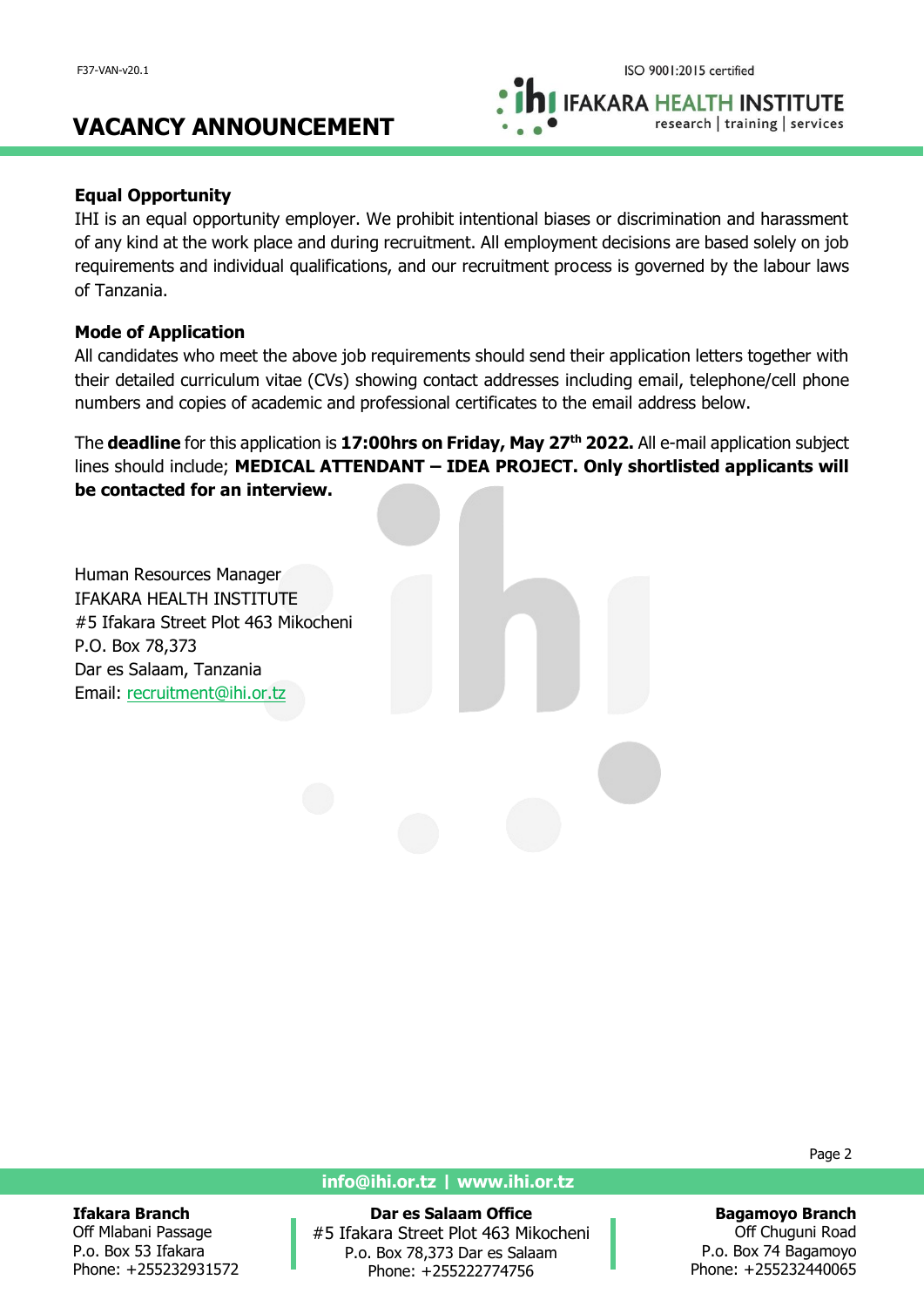## Equal Opportunity

IHI is an equal opportunity employer. We prohibit intentional biases or discrimination and harassment of any kind at the work place and during recruitment. All employment decisions are based solely on job requirements and individual qualifications, and our recruitment process is governed by the labour laws of Tanzania.

## Mode of Application

All candidates who meet the above job requirements should send their application letters together with their detailed curriculum vitae (CVs) showing contact addresses including email, telephone/cell phone numbers and copies of academic and professional certificates to the email address below.

The **deadline** for this application is **17:00hrs on Friday, May 27th 2022.** All e-mail application subject lines should include; **MEDICAL ATTENDANT – IDEA PROJECT. Only shortlisted applicants will be contacted for an interview.**

Human Resources Manager
IFAKARA HEALTH INSTITUTE
#5 Ifakara Street Plot 463 Mikocheni
P.O. Box 78,373
Dar es Salaam, Tanzania
Email: recruitment@ihi.or.tz